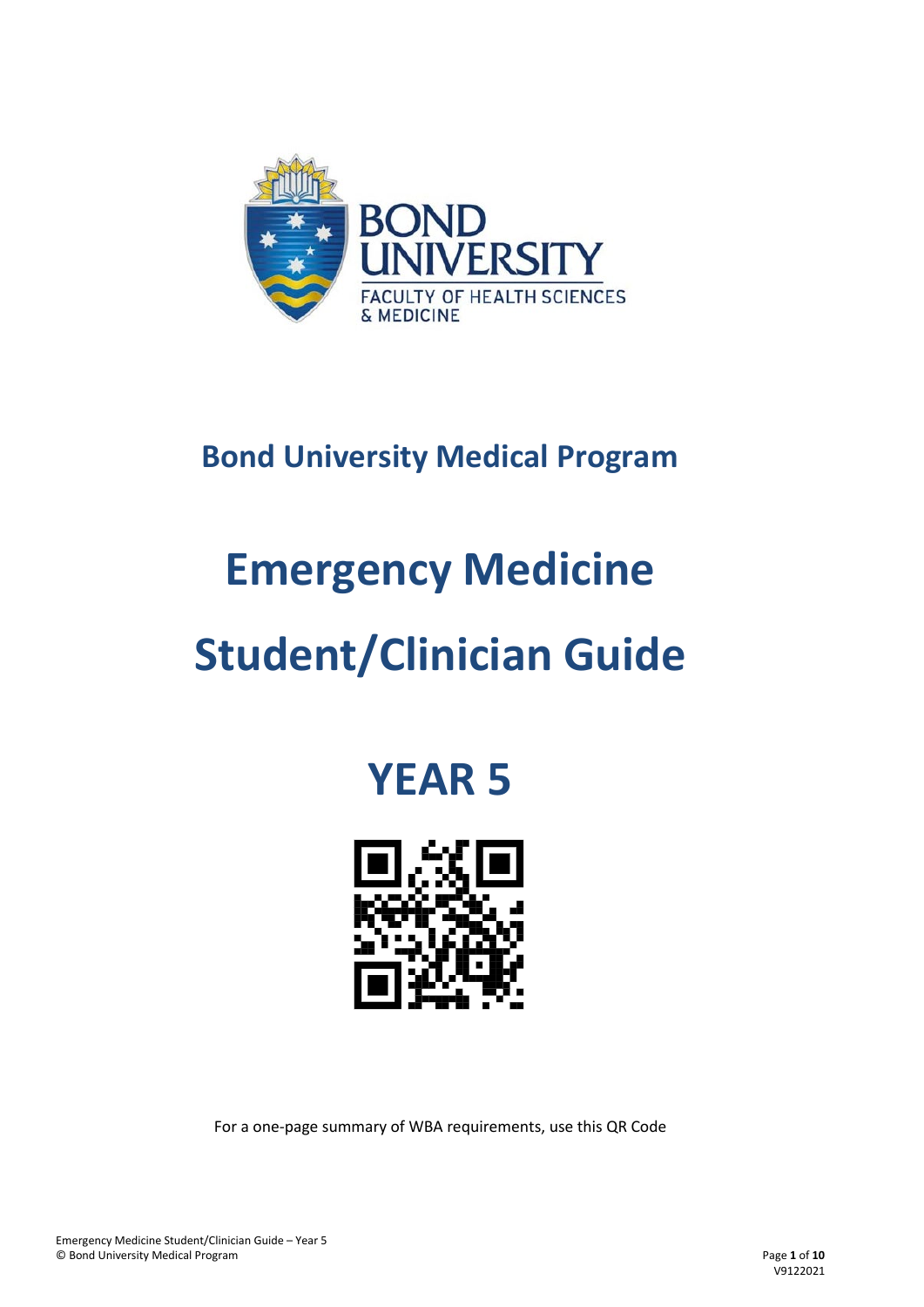Bond University Medical Program

# Emergency Medicine

# Student/Clinician Guide

# YEAR 5

For a one-page summary of WBA requirements, use this QR Code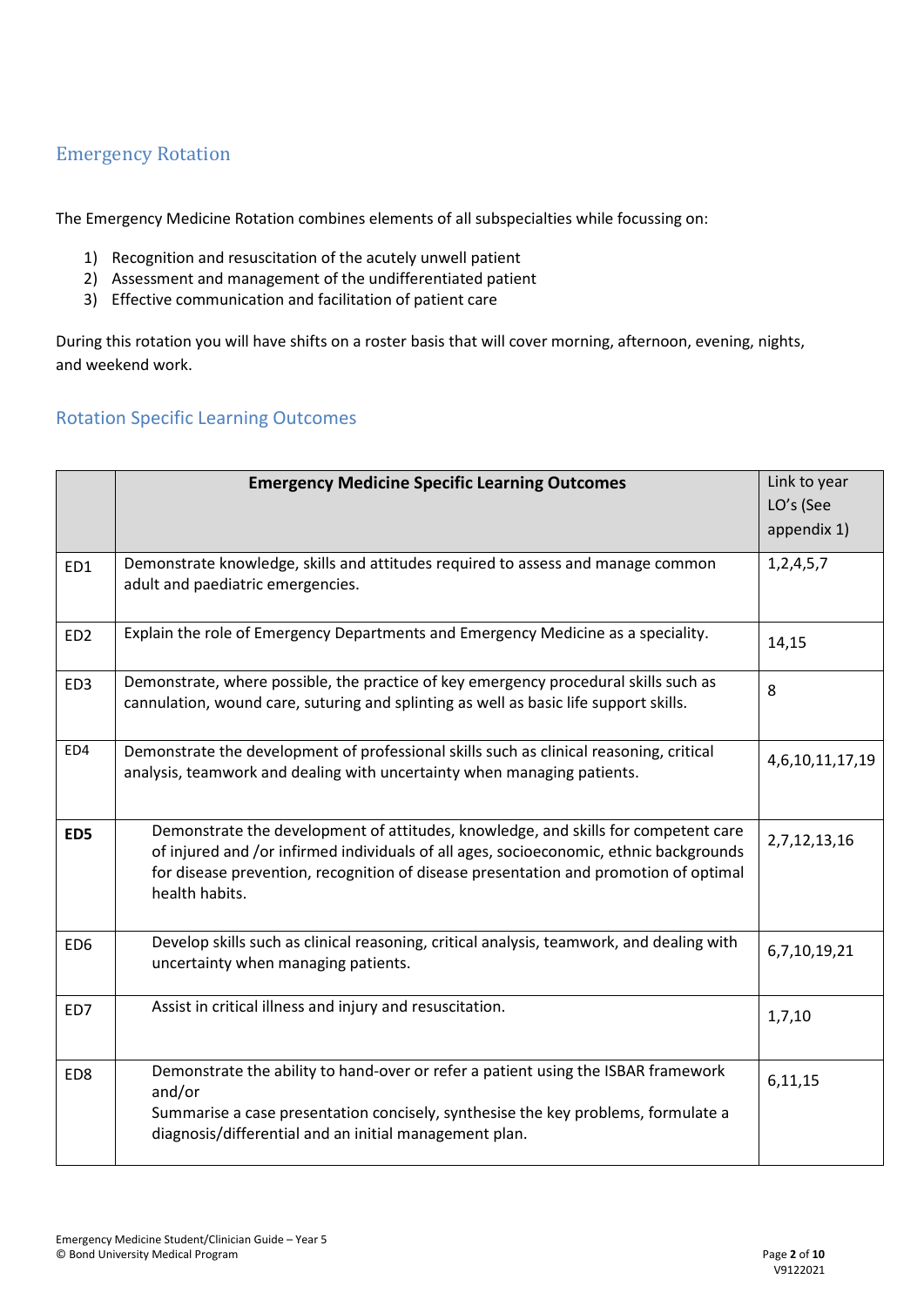## Emergency Rotation

The Emergency Medicine Rotation combines elements of all subspecialties while focussing on:

1) Recognition and resuscitation of the acutely unwell patient
2) Assessment and management of the undifferentiated patient
3) Effective communication and facilitation of patient care

During this rotation you will have shifts on a roster basis that will cover morning, afternoon, evening, nights, and weekend work.

### Rotation Specific Learning Outcomes

| | **Emergency Medicine Specific Learning Outcomes** | Link to year LO's (See appendix 1) |
|---|---|---|
| ED1 | Demonstrate knowledge, skills and attitudes required to assess and manage common adult and paediatric emergencies. | 1,2,4,5,7 |
| ED2 | Explain the role of Emergency Departments and Emergency Medicine as a speciality. | 14,15 |
| ED3 | Demonstrate, where possible, the practice of key emergency procedural skills such as cannulation, wound care, suturing and splinting as well as basic life support skills. | 8 |
| ED4 | Demonstrate the development of professional skills such as clinical reasoning, critical analysis, teamwork and dealing with uncertainty when managing patients. | 4,6,10,11,17,19 |
| **ED5** | Demonstrate the development of attitudes, knowledge, and skills for competent care of injured and /or infirmed individuals of all ages, socioeconomic, ethnic backgrounds for disease prevention, recognition of disease presentation and promotion of optimal health habits. | 2,7,12,13,16 |
| ED6 | Develop skills such as clinical reasoning, critical analysis, teamwork, and dealing with uncertainty when managing patients. | 6,7,10,19,21 |
| ED7 | Assist in critical illness and injury and resuscitation. | 1,7,10 |
| ED8 | Demonstrate the ability to hand-over or refer a patient using the ISBAR framework and/or<br>Summarise a case presentation concisely, synthesise the key problems, formulate a diagnosis/differential and an initial management plan. | 6,11,15 |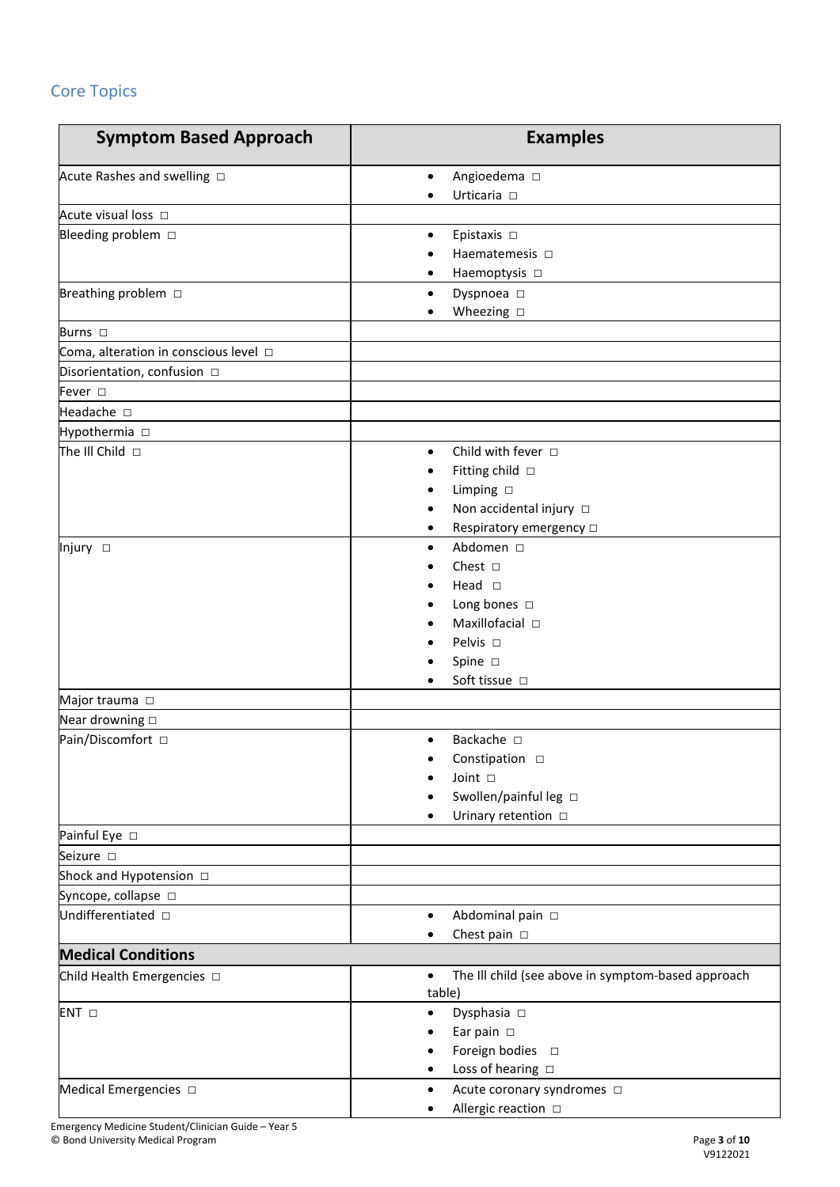## Core Topics

| Symptom Based Approach | Examples |
|---|---|
| Acute Rashes and swelling □ | • Angioedema □<br>• Urticaria □ |
| Acute visual loss □ | |
| Bleeding problem □ | • Epistaxis □<br>• Haematemesis □<br>• Haemoptysis □ |
| Breathing problem □ | • Dyspnoea □<br>• Wheezing □ |
| Burns □ | |
| Coma, alteration in conscious level □ | |
| Disorientation, confusion □ | |
| Fever □ | |
| Headache □ | |
| Hypothermia □ | |
| The Ill Child □ | • Child with fever □<br>• Fitting child □<br>• Limping □<br>• Non accidental injury □<br>• Respiratory emergency □ |
| Injury □ | • Abdomen □<br>• Chest □<br>• Head □<br>• Long bones □<br>• Maxillofacial □<br>• Pelvis □<br>• Spine □<br>• Soft tissue □ |
| Major trauma □ | |
| Near drowning □ | |
| Pain/Discomfort □ | • Backache □<br>• Constipation □<br>• Joint □<br>• Swollen/painful leg □<br>• Urinary retention □ |
| Painful Eye □ | |
| Seizure □ | |
| Shock and Hypotension □ | |
| Syncope, collapse □ | |
| Undifferentiated □ | • Abdominal pain □<br>• Chest pain □ |
| **Medical Conditions** | |
| Child Health Emergencies □ | • The Ill child (see above in symptom-based approach table) |
| ENT □ | • Dysphasia □<br>• Ear pain □<br>• Foreign bodies □<br>• Loss of hearing □ |
| Medical Emergencies □ | • Acute coronary syndromes □<br>• Allergic reaction □ |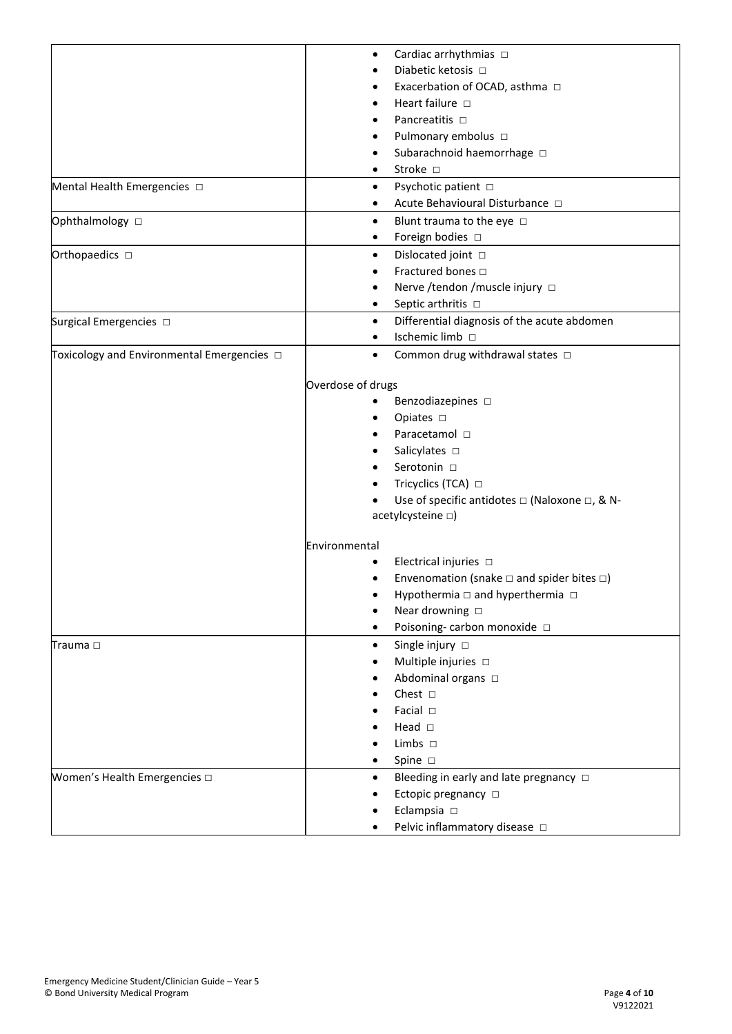| | |
|---|---|
| | • Cardiac arrhythmias □<br>• Diabetic ketosis □<br>• Exacerbation of OCAD, asthma □<br>• Heart failure □<br>• Pancreatitis □<br>• Pulmonary embolus □<br>• Subarachnoid haemorrhage □<br>• Stroke □ |
| Mental Health Emergencies □ | • Psychotic patient □<br>• Acute Behavioural Disturbance □ |
| Ophthalmology □ | • Blunt trauma to the eye □<br>• Foreign bodies □ |
| Orthopaedics □ | • Dislocated joint □<br>• Fractured bones □<br>• Nerve /tendon /muscle injury □<br>• Septic arthritis □ |
| Surgical Emergencies □ | • Differential diagnosis of the acute abdomen<br>• Ischemic limb □ |
| Toxicology and Environmental Emergencies □ | • Common drug withdrawal states □<br><br>Overdose of drugs<br>• Benzodiazepines □<br>• Opiates □<br>• Paracetamol □<br>• Salicylates □<br>• Serotonin □<br>• Tricyclics (TCA) □<br>• Use of specific antidotes □ (Naloxone □, & N-acetylcysteine □)<br><br>Environmental<br>• Electrical injuries □<br>• Envenomation (snake □ and spider bites □)<br>• Hypothermia □ and hyperthermia □<br>• Near drowning □<br>• Poisoning- carbon monoxide □ |
| Trauma □ | • Single injury □<br>• Multiple injuries □<br>• Abdominal organs □<br>• Chest □<br>• Facial □<br>• Head □<br>• Limbs □<br>• Spine □ |
| Women's Health Emergencies □ | • Bleeding in early and late pregnancy □<br>• Ectopic pregnancy □<br>• Eclampsia □<br>• Pelvic inflammatory disease □ |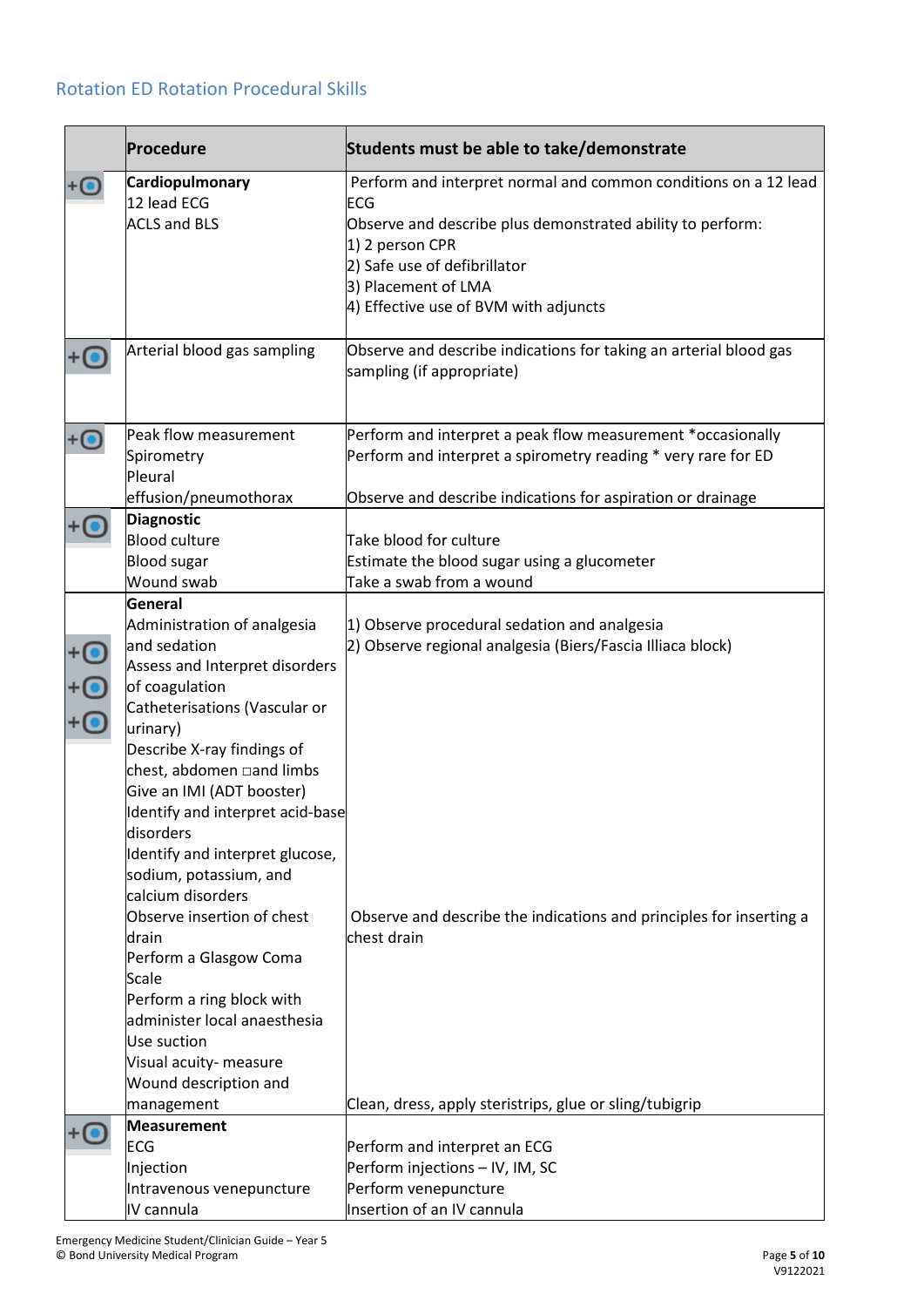## Rotation ED Rotation Procedural Skills

| | Procedure | Students must be able to take/demonstrate |
|---|---|---|
| +⦿ | **Cardiopulmonary**<br>12 lead ECG<br>ACLS and BLS | Perform and interpret normal and common conditions on a 12 lead ECG<br>Observe and describe plus demonstrated ability to perform:<br>1) 2 person CPR<br>2) Safe use of defibrillator<br>3) Placement of LMA<br>4) Effective use of BVM with adjuncts |
| +⦿ | Arterial blood gas sampling | Observe and describe indications for taking an arterial blood gas sampling (if appropriate) |
| +⦿ | Peak flow measurement<br>Spirometry<br>Pleural effusion/pneumothorax | Perform and interpret a peak flow measurement *occasionally<br>Perform and interpret a spirometry reading * very rare for ED<br><br>Observe and describe indications for aspiration or drainage |
| +⦿ | **Diagnostic**<br>Blood culture<br>Blood sugar<br>Wound swab | Take blood for culture<br>Estimate the blood sugar using a glucometer<br>Take a swab from a wound |
| +⦿<br>+⦿<br>+⦿ | **General**<br>Administration of analgesia and sedation<br>Assess and Interpret disorders of coagulation<br>Catheterisations (Vascular or urinary)<br>Describe X-ray findings of chest, abdomen and limbs<br>Give an IMI (ADT booster)<br>Identify and interpret acid-base disorders<br>Identify and interpret glucose, sodium, potassium, and calcium disorders<br>Observe insertion of chest drain<br>Perform a Glasgow Coma Scale<br>Perform a ring block with administer local anaesthesia<br>Use suction<br>Visual acuity- measure<br>Wound description and management | 1) Observe procedural sedation and analgesia<br>2) Observe regional analgesia (Biers/Fascia Illiaca block)<br><br><br><br><br><br><br><br><br><br><br><br><br>Observe and describe the indications and principles for inserting a chest drain<br><br><br><br><br><br><br><br><br>Clean, dress, apply steristrips, glue or sling/tubigrip |
| +⦿ | **Measurement**<br>ECG<br>Injection<br>Intravenous venepuncture<br>IV cannula | Perform and interpret an ECG<br>Perform injections – IV, IM, SC<br>Perform venepuncture<br>Insertion of an IV cannula |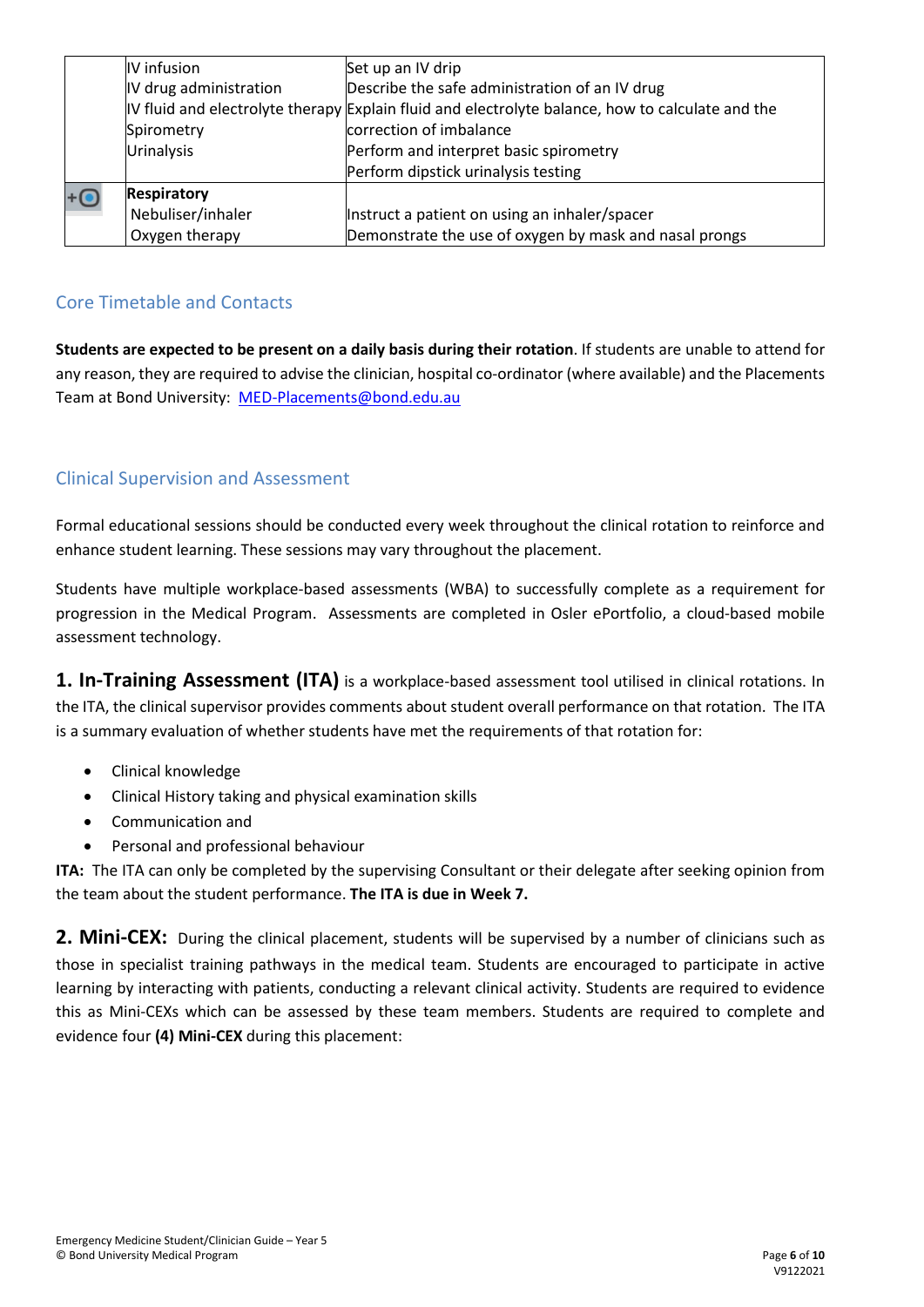| | | |
|---|---|---|
| | IV infusion<br>IV drug administration<br>IV fluid and electrolyte therapy<br>Spirometry<br>Urinalysis | Set up an IV drip<br>Describe the safe administration of an IV drug<br>Explain fluid and electrolyte balance, how to calculate and the correction of imbalance<br>Perform and interpret basic spirometry<br>Perform dipstick urinalysis testing |
| | **Respiratory**<br>Nebuliser/inhaler<br>Oxygen therapy | <br>Instruct a patient on using an inhaler/spacer<br>Demonstrate the use of oxygen by mask and nasal prongs |

## Core Timetable and Contacts

**Students are expected to be present on a daily basis during their rotation**. If students are unable to attend for any reason, they are required to advise the clinician, hospital co-ordinator (where available) and the Placements Team at Bond University: [MED-Placements@bond.edu.au](mailto:MED-Placements@bond.edu.au)

## Clinical Supervision and Assessment

Formal educational sessions should be conducted every week throughout the clinical rotation to reinforce and enhance student learning. These sessions may vary throughout the placement.

Students have multiple workplace-based assessments (WBA) to successfully complete as a requirement for progression in the Medical Program. Assessments are completed in Osler ePortfolio, a cloud-based mobile assessment technology.

**1. In-Training Assessment (ITA)** is a workplace-based assessment tool utilised in clinical rotations. In the ITA, the clinical supervisor provides comments about student overall performance on that rotation. The ITA is a summary evaluation of whether students have met the requirements of that rotation for:

- Clinical knowledge
- Clinical History taking and physical examination skills
- Communication and
- Personal and professional behaviour

**ITA:** The ITA can only be completed by the supervising Consultant or their delegate after seeking opinion from the team about the student performance. **The ITA is due in Week 7.**

**2. Mini-CEX:** During the clinical placement, students will be supervised by a number of clinicians such as those in specialist training pathways in the medical team. Students are encouraged to participate in active learning by interacting with patients, conducting a relevant clinical activity. Students are required to evidence this as Mini-CEXs which can be assessed by these team members. Students are required to complete and evidence four **(4) Mini-CEX** during this placement: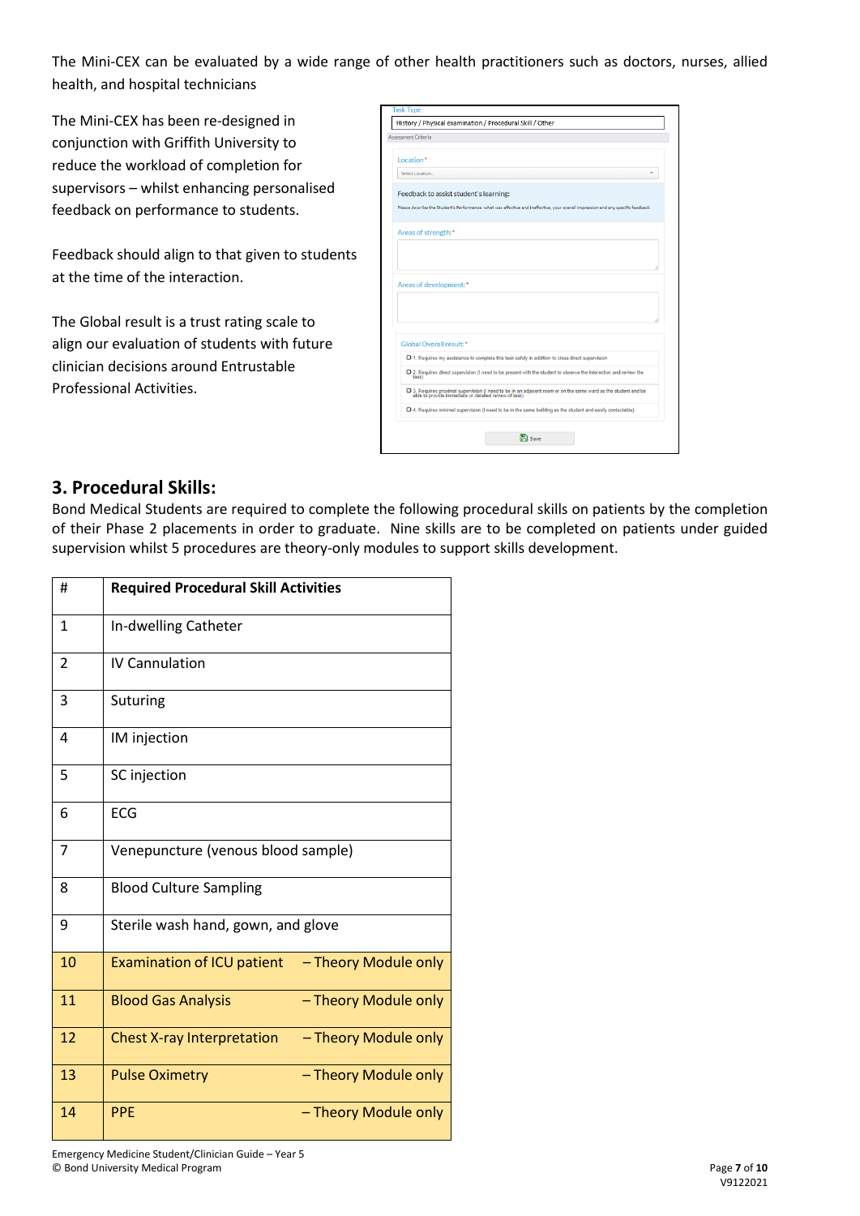The Mini-CEX can be evaluated by a wide range of other health practitioners such as doctors, nurses, allied health, and hospital technicians

The Mini-CEX has been re-designed in conjunction with Griffith University to reduce the workload of completion for supervisors – whilst enhancing personalised feedback on performance to students.

Feedback should align to that given to students at the time of the interaction.

The Global result is a trust rating scale to align our evaluation of students with future clinician decisions around Entrustable Professional Activities.

Task Type

History / Physical examination / Procedural Skill / Other

Assessment Criteria

Location *

Select Location..

Feedback to assist student's learning:

Please describe the Student's Performance: what was effective and ineffective, your overall impression and any specific feedback.

Areas of strength: *

Areas of development: *

Global Overall result: *

- 1. Requires my assistance to complete this task safely in addition to close direct supervision
- 2. Requires direct supervision (I need to be present with the student to observe the interaction and review the task)
- 3. Requires proximal supervision (I need to be in an adjacent room or on the same ward as the student and be able to provide immediate or detailed review of task)
- 4. Requires minimal supervision (I need to be in the same building as the student and easily contactable)

Save

## 3. Procedural Skills:

Bond Medical Students are required to complete the following procedural skills on patients by the completion of their Phase 2 placements in order to graduate. Nine skills are to be completed on patients under guided supervision whilst 5 procedures are theory-only modules to support skills development.

| # | Required Procedural Skill Activities |
|---|---|
| 1 | In-dwelling Catheter |
| 2 | IV Cannulation |
| 3 | Suturing |
| 4 | IM injection |
| 5 | SC injection |
| 6 | ECG |
| 7 | Venepuncture (venous blood sample) |
| 8 | Blood Culture Sampling |
| 9 | Sterile wash hand, gown, and glove |
| 10 | Examination of ICU patient – Theory Module only |
| 11 | Blood Gas Analysis – Theory Module only |
| 12 | Chest X-ray Interpretation – Theory Module only |
| 13 | Pulse Oximetry – Theory Module only |
| 14 | PPE – Theory Module only |

Emergency Medicine Student/Clinician Guide – Year 5
© Bond University Medical Program

V9122021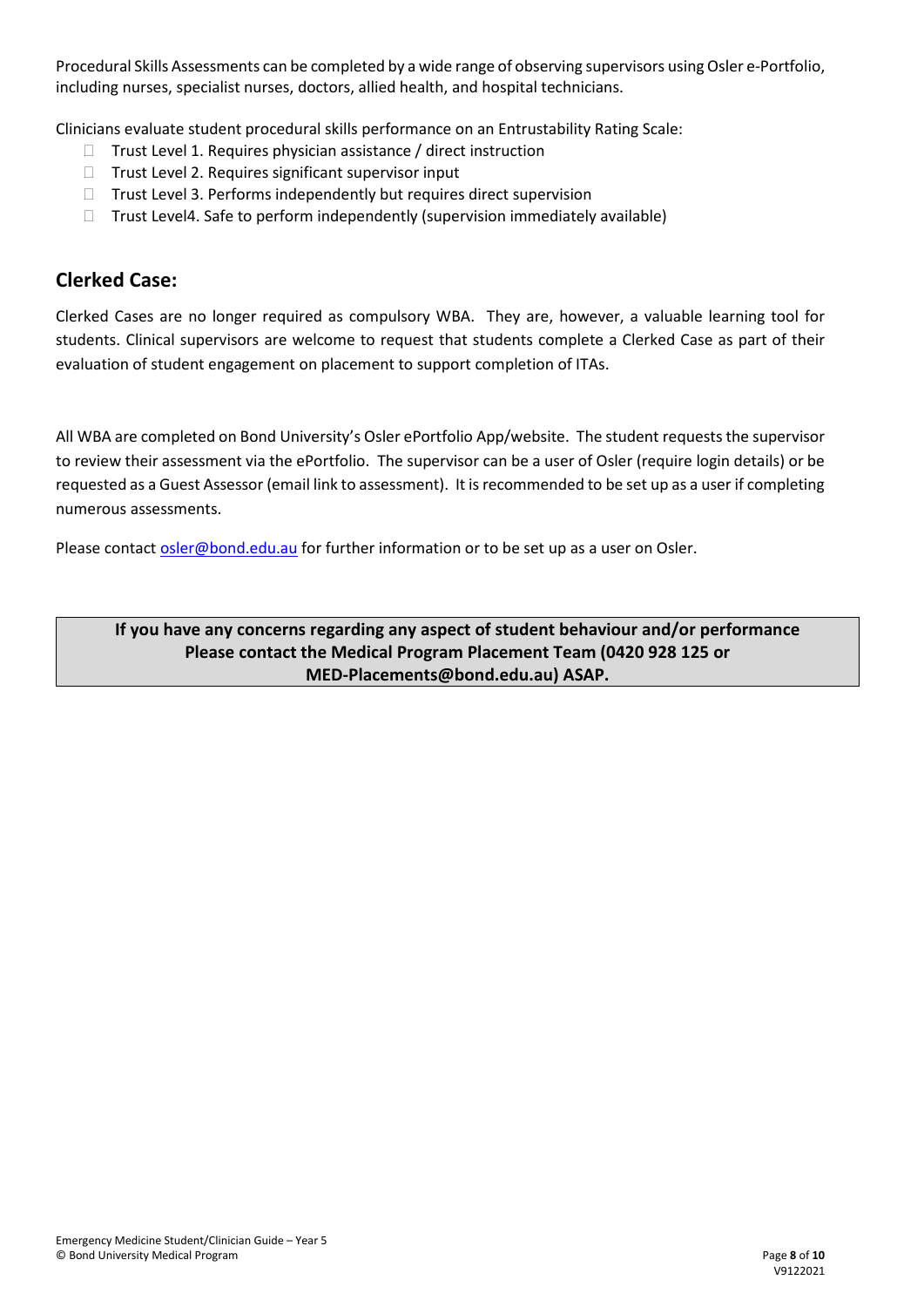Procedural Skills Assessments can be completed by a wide range of observing supervisors using Osler e-Portfolio, including nurses, specialist nurses, doctors, allied health, and hospital technicians.

Clinicians evaluate student procedural skills performance on an Entrustability Rating Scale:

- Trust Level 1. Requires physician assistance / direct instruction
- Trust Level 2. Requires significant supervisor input
- Trust Level 3. Performs independently but requires direct supervision
- Trust Level4. Safe to perform independently (supervision immediately available)

## Clerked Case:

Clerked Cases are no longer required as compulsory WBA. They are, however, a valuable learning tool for students. Clinical supervisors are welcome to request that students complete a Clerked Case as part of their evaluation of student engagement on placement to support completion of ITAs.

All WBA are completed on Bond University's Osler ePortfolio App/website. The student requests the supervisor to review their assessment via the ePortfolio. The supervisor can be a user of Osler (require login details) or be requested as a Guest Assessor (email link to assessment). It is recommended to be set up as a user if completing numerous assessments.

Please contact osler@bond.edu.au for further information or to be set up as a user on Osler.

**If you have any concerns regarding any aspect of student behaviour and/or performance Please contact the Medical Program Placement Team (0420 928 125 or MED-Placements@bond.edu.au) ASAP.**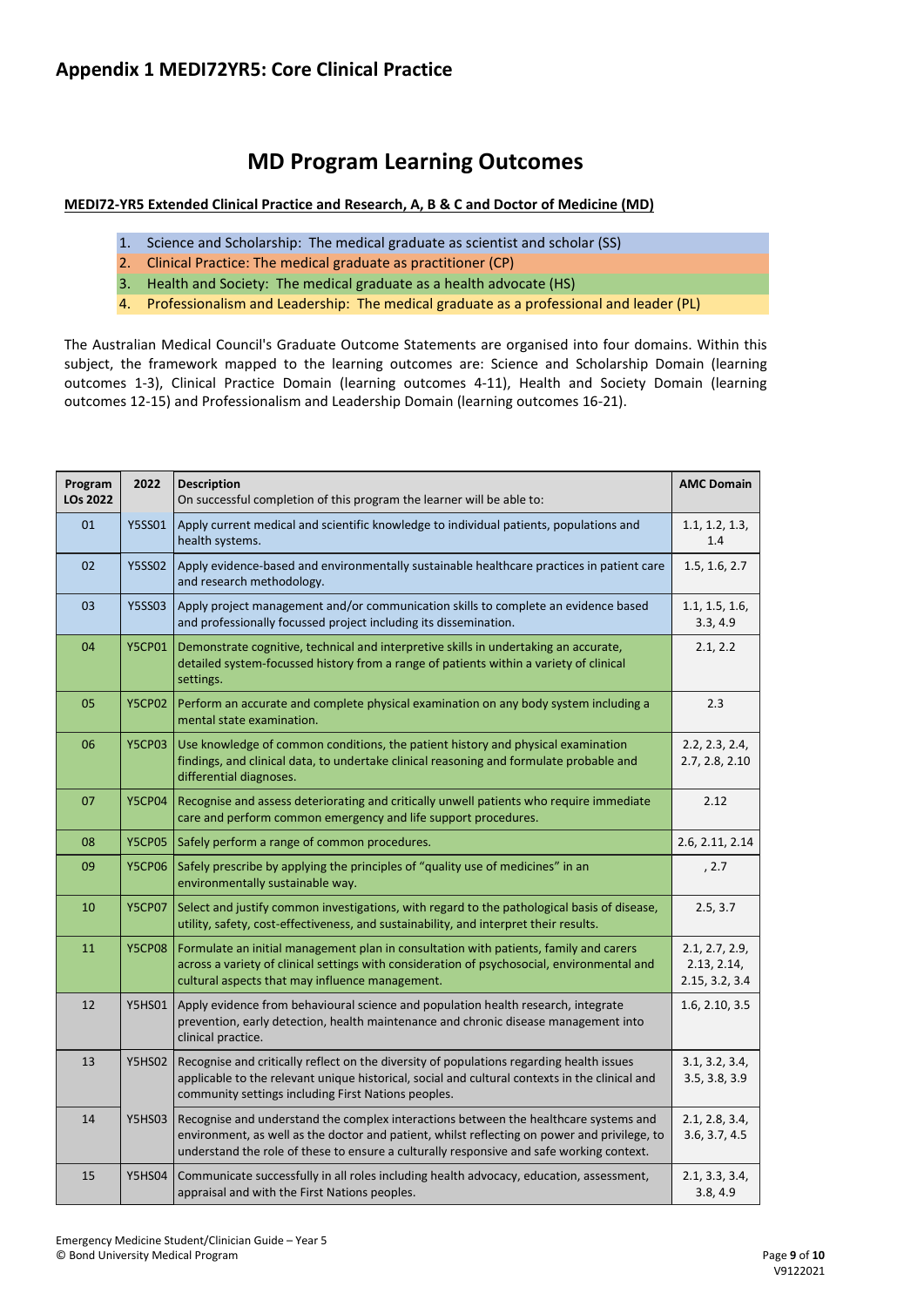## Appendix 1 MEDI72YR5: Core Clinical Practice

# MD Program Learning Outcomes

**MEDI72-YR5 Extended Clinical Practice and Research, A, B & C and Doctor of Medicine (MD)**

1. Science and Scholarship: The medical graduate as scientist and scholar (SS)
2. Clinical Practice: The medical graduate as practitioner (CP)
3. Health and Society: The medical graduate as a health advocate (HS)
4. Professionalism and Leadership: The medical graduate as a professional and leader (PL)

The Australian Medical Council's Graduate Outcome Statements are organised into four domains. Within this subject, the framework mapped to the learning outcomes are: Science and Scholarship Domain (learning outcomes 1-3), Clinical Practice Domain (learning outcomes 4-11), Health and Society Domain (learning outcomes 12-15) and Professionalism and Leadership Domain (learning outcomes 16-21).

| Program LOs 2022 | 2022 | Description<br>On successful completion of this program the learner will be able to: | AMC Domain |
|---|---|---|---|
| 01 | Y5SS01 | Apply current medical and scientific knowledge to individual patients, populations and health systems. | 1.1, 1.2, 1.3, 1.4 |
| 02 | Y5SS02 | Apply evidence-based and environmentally sustainable healthcare practices in patient care and research methodology. | 1.5, 1.6, 2.7 |
| 03 | Y5SS03 | Apply project management and/or communication skills to complete an evidence based and professionally focussed project including its dissemination. | 1.1, 1.5, 1.6, 3.3, 4.9 |
| 04 | Y5CP01 | Demonstrate cognitive, technical and interpretive skills in undertaking an accurate, detailed system-focussed history from a range of patients within a variety of clinical settings. | 2.1, 2.2 |
| 05 | Y5CP02 | Perform an accurate and complete physical examination on any body system including a mental state examination. | 2.3 |
| 06 | Y5CP03 | Use knowledge of common conditions, the patient history and physical examination findings, and clinical data, to undertake clinical reasoning and formulate probable and differential diagnoses. | 2.2, 2.3, 2.4, 2.7, 2.8, 2.10 |
| 07 | Y5CP04 | Recognise and assess deteriorating and critically unwell patients who require immediate care and perform common emergency and life support procedures. | 2.12 |
| 08 | Y5CP05 | Safely perform a range of common procedures. | 2.6, 2.11, 2.14 |
| 09 | Y5CP06 | Safely prescribe by applying the principles of "quality use of medicines" in an environmentally sustainable way. | , 2.7 |
| 10 | Y5CP07 | Select and justify common investigations, with regard to the pathological basis of disease, utility, safety, cost-effectiveness, and sustainability, and interpret their results. | 2.5, 3.7 |
| 11 | Y5CP08 | Formulate an initial management plan in consultation with patients, family and carers across a variety of clinical settings with consideration of psychosocial, environmental and cultural aspects that may influence management. | 2.1, 2.7, 2.9, 2.13, 2.14, 2.15, 3.2, 3.4 |
| 12 | Y5HS01 | Apply evidence from behavioural science and population health research, integrate prevention, early detection, health maintenance and chronic disease management into clinical practice. | 1.6, 2.10, 3.5 |
| 13 | Y5HS02 | Recognise and critically reflect on the diversity of populations regarding health issues applicable to the relevant unique historical, social and cultural contexts in the clinical and community settings including First Nations peoples. | 3.1, 3.2, 3.4, 3.5, 3.8, 3.9 |
| 14 | Y5HS03 | Recognise and understand the complex interactions between the healthcare systems and environment, as well as the doctor and patient, whilst reflecting on power and privilege, to understand the role of these to ensure a culturally responsive and safe working context. | 2.1, 2.8, 3.4, 3.6, 3.7, 4.5 |
| 15 | Y5HS04 | Communicate successfully in all roles including health advocacy, education, assessment, appraisal and with the First Nations peoples. | 2.1, 3.3, 3.4, 3.8, 4.9 |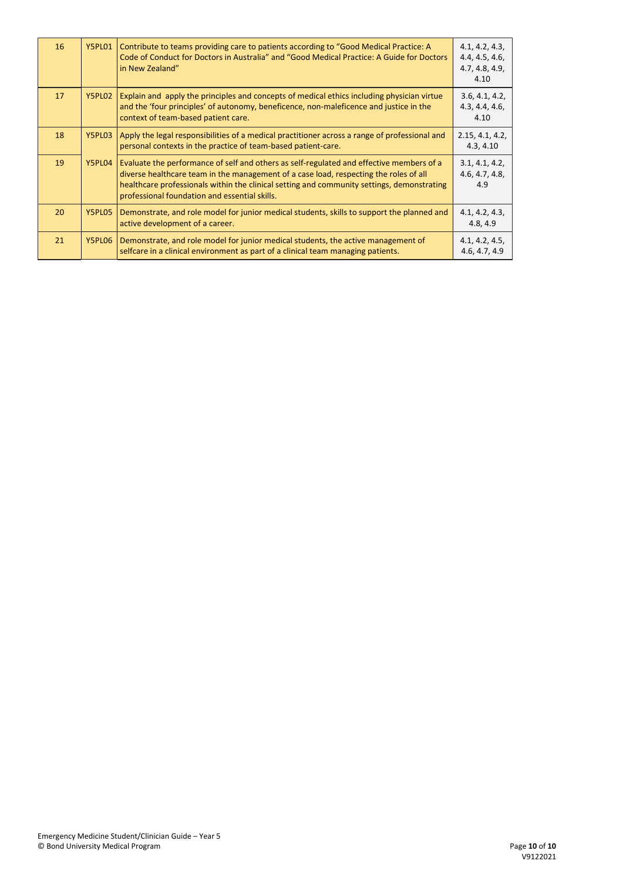| | | | |
|---|---|---|---|
| 16 | Y5PL01 | Contribute to teams providing care to patients according to "Good Medical Practice: A Code of Conduct for Doctors in Australia" and "Good Medical Practice: A Guide for Doctors in New Zealand" | 4.1, 4.2, 4.3, 4.4, 4.5, 4.6, 4.7, 4.8, 4.9, 4.10 |
| 17 | Y5PL02 | Explain and apply the principles and concepts of medical ethics including physician virtue and the 'four principles' of autonomy, beneficence, non-maleficence and justice in the context of team-based patient care. | 3.6, 4.1, 4.2, 4.3, 4.4, 4.6, 4.10 |
| 18 | Y5PL03 | Apply the legal responsibilities of a medical practitioner across a range of professional and personal contexts in the practice of team-based patient-care. | 2.15, 4.1, 4.2, 4.3, 4.10 |
| 19 | Y5PL04 | Evaluate the performance of self and others as self-regulated and effective members of a diverse healthcare team in the management of a case load, respecting the roles of all healthcare professionals within the clinical setting and community settings, demonstrating professional foundation and essential skills. | 3.1, 4.1, 4.2, 4.6, 4.7, 4.8, 4.9 |
| 20 | Y5PL05 | Demonstrate, and role model for junior medical students, skills to support the planned and active development of a career. | 4.1, 4.2, 4.3, 4.8, 4.9 |
| 21 | Y5PL06 | Demonstrate, and role model for junior medical students, the active management of selfcare in a clinical environment as part of a clinical team managing patients. | 4.1, 4.2, 4.5, 4.6, 4.7, 4.9 |